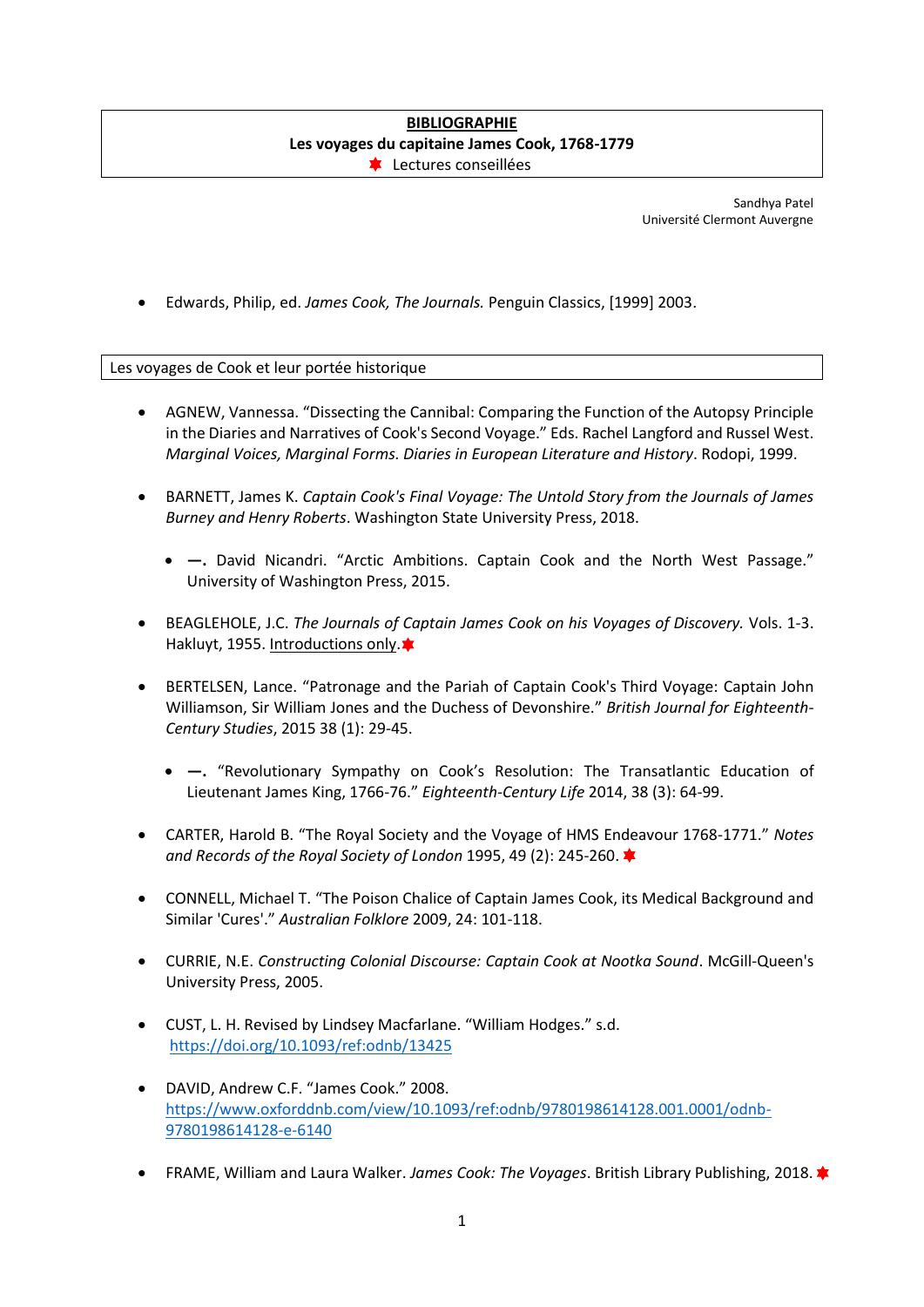**BIBLIOGRAPHIE**

**Les voyages du capitaine James Cook, 1768-1779**

✸ Lectures conseillées

Sandhya Patel
Université Clermont Auvergne

- Edwards, Philip, ed. *James Cook, The Journals.* Penguin Classics, [1999] 2003.

## Les voyages de Cook et leur portée historique

- AGNEW, Vannessa. "Dissecting the Cannibal: Comparing the Function of the Autopsy Principle in the Diaries and Narratives of Cook's Second Voyage." Eds. Rachel Langford and Russel West. *Marginal Voices, Marginal Forms. Diaries in European Literature and History*. Rodopi, 1999.

- BARNETT, James K. *Captain Cook's Final Voyage: The Untold Story from the Journals of James Burney and Henry Roberts*. Washington State University Press, 2018.

  - **—.** David Nicandri. "Arctic Ambitions. Captain Cook and the North West Passage." University of Washington Press, 2015.

- BEAGLEHOLE, J.C. *The Journals of Captain James Cook on his Voyages of Discovery.* Vols. 1-3. Hakluyt, 1955. Introductions only.✸

- BERTELSEN, Lance. "Patronage and the Pariah of Captain Cook's Third Voyage: Captain John Williamson, Sir William Jones and the Duchess of Devonshire." *British Journal for Eighteenth-Century Studies*, 2015 38 (1): 29-45.

  - **—.** "Revolutionary Sympathy on Cook's Resolution: The Transatlantic Education of Lieutenant James King, 1766-76." *Eighteenth-Century Life* 2014, 38 (3): 64-99.

- CARTER, Harold B. "The Royal Society and the Voyage of HMS Endeavour 1768-1771." *Notes and Records of the Royal Society of London* 1995, 49 (2): 245-260. ✸

- CONNELL, Michael T. "The Poison Chalice of Captain James Cook, its Medical Background and Similar 'Cures'." *Australian Folklore* 2009, 24: 101-118.

- CURRIE, N.E. *Constructing Colonial Discourse: Captain Cook at Nootka Sound*. McGill-Queen's University Press, 2005.

- CUST, L. H. Revised by Lindsey Macfarlane. "William Hodges." s.d. https://doi.org/10.1093/ref:odnb/13425

- DAVID, Andrew C.F. "James Cook." 2008. https://www.oxforddnb.com/view/10.1093/ref:odnb/9780198614128.001.0001/odnb-9780198614128-e-6140

- FRAME, William and Laura Walker. *James Cook: The Voyages*. British Library Publishing, 2018. ✸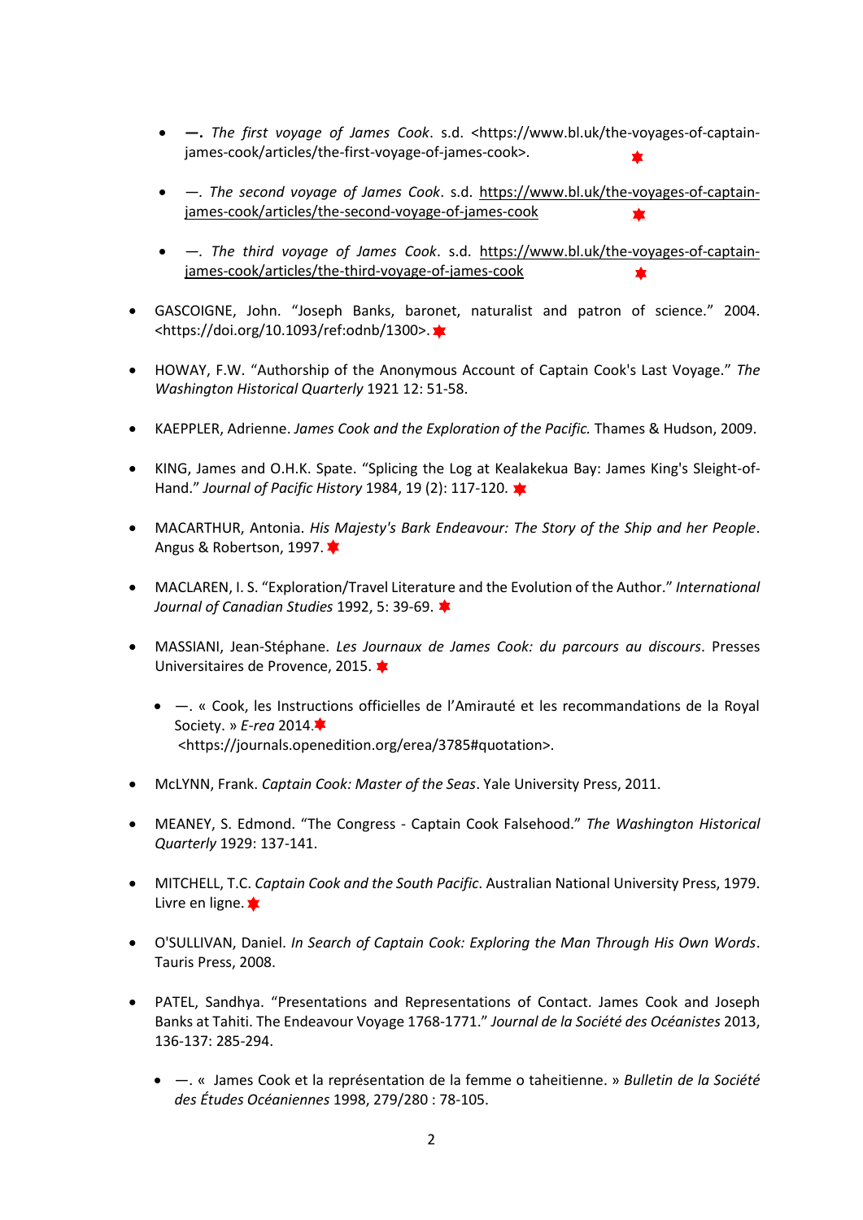- **—.** *The first voyage of James Cook*. s.d. <https://www.bl.uk/the-voyages-of-captain-james-cook/articles/the-first-voyage-of-james-cook>. ✸

- —. *The second voyage of James Cook*. s.d. https://www.bl.uk/the-voyages-of-captain-james-cook/articles/the-second-voyage-of-james-cook ✸

- —. *The third voyage of James Cook*. s.d. https://www.bl.uk/the-voyages-of-captain-james-cook/articles/the-third-voyage-of-james-cook ✸

- GASCOIGNE, John. "Joseph Banks, baronet, naturalist and patron of science." 2004. <https://doi.org/10.1093/ref:odnb/1300>. ✸

- HOWAY, F.W. "Authorship of the Anonymous Account of Captain Cook's Last Voyage." *The Washington Historical Quarterly* 1921 12: 51-58.

- KAEPPLER, Adrienne. *James Cook and the Exploration of the Pacific.* Thames & Hudson, 2009.

- KING, James and O.H.K. Spate. "Splicing the Log at Kealakekua Bay: James King's Sleight-of-Hand." *Journal of Pacific History* 1984, 19 (2): 117-120. ✸

- MACARTHUR, Antonia. *His Majesty's Bark Endeavour: The Story of the Ship and her People*. Angus & Robertson, 1997. ✸

- MACLAREN, I. S. "Exploration/Travel Literature and the Evolution of the Author." *International Journal of Canadian Studies* 1992, 5: 39-69. ✸

- MASSIANI, Jean-Stéphane. *Les Journaux de James Cook: du parcours au discours*. Presses Universitaires de Provence, 2015. ✸

  - —. « Cook, les Instructions officielles de l'Amirauté et les recommandations de la Royal Society. » *E-rea* 2014.✸ <https://journals.openedition.org/erea/3785#quotation>.

- McLYNN, Frank. *Captain Cook: Master of the Seas*. Yale University Press, 2011.

- MEANEY, S. Edmond. "The Congress - Captain Cook Falsehood." *The Washington Historical Quarterly* 1929: 137-141.

- MITCHELL, T.C. *Captain Cook and the South Pacific*. Australian National University Press, 1979. Livre en ligne. ✸

- O'SULLIVAN, Daniel. *In Search of Captain Cook: Exploring the Man Through His Own Words*. Tauris Press, 2008.

- PATEL, Sandhya. "Presentations and Representations of Contact. James Cook and Joseph Banks at Tahiti. The Endeavour Voyage 1768-1771." *Journal de la Société des Océanistes* 2013, 136-137: 285-294.

  - —. « James Cook et la représentation de la femme o taheitienne. » *Bulletin de la Société des Études Océaniennes* 1998, 279/280 : 78-105.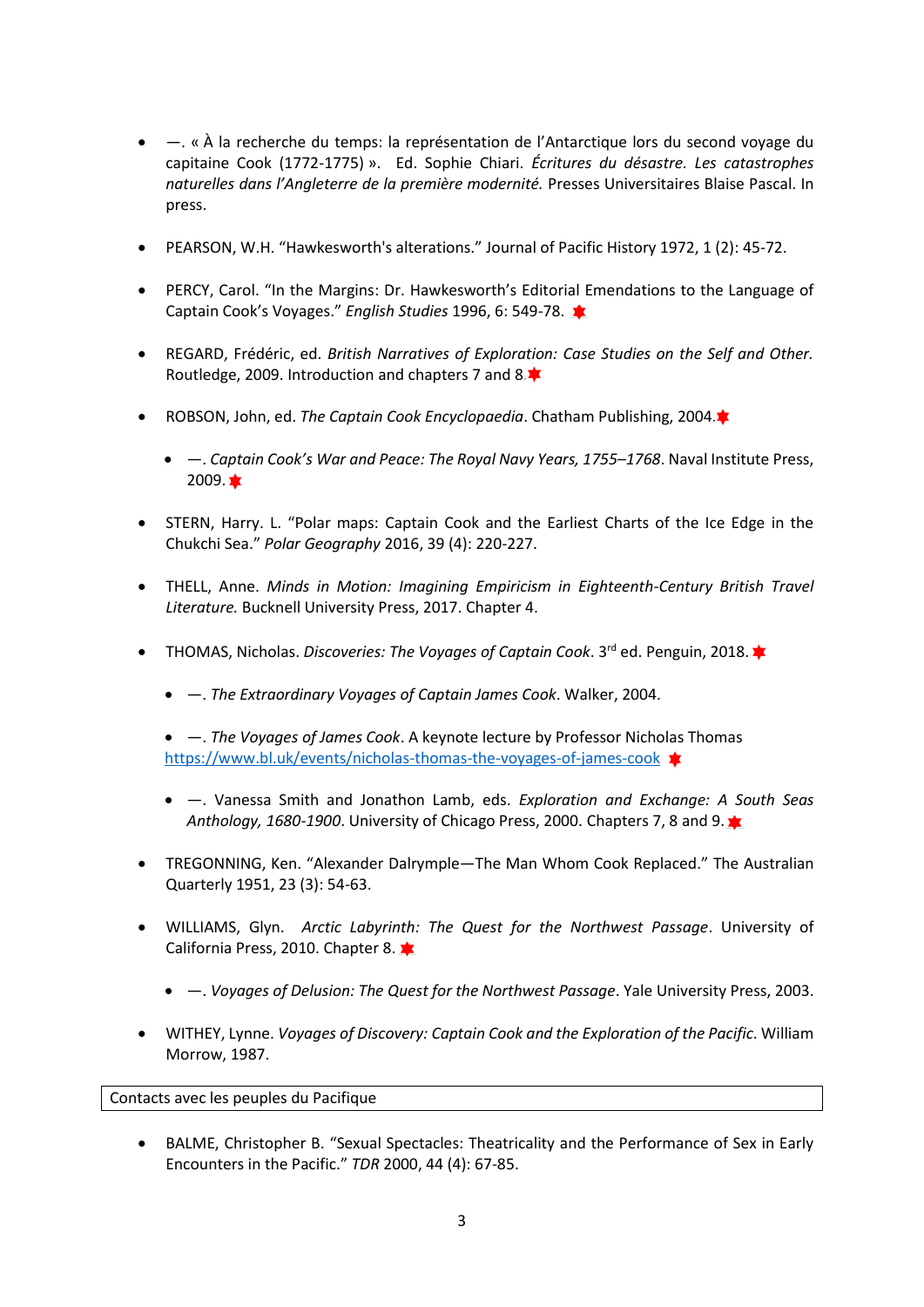- —. « À la recherche du temps: la représentation de l'Antarctique lors du second voyage du capitaine Cook (1772-1775) ». Ed. Sophie Chiari. *Écritures du désastre. Les catastrophes naturelles dans l'Angleterre de la première modernité.* Presses Universitaires Blaise Pascal. In press.

- PEARSON, W.H. "Hawkesworth's alterations." Journal of Pacific History 1972, 1 (2): 45-72.

- PERCY, Carol. "In the Margins: Dr. Hawkesworth's Editorial Emendations to the Language of Captain Cook's Voyages." *English Studies* 1996, 6: 549-78. ✸

- REGARD, Frédéric, ed. *British Narratives of Exploration: Case Studies on the Self and Other.* Routledge, 2009. Introduction and chapters 7 and 8.✸

- ROBSON, John, ed. *The Captain Cook Encyclopaedia*. Chatham Publishing, 2004.✸

  - —. *Captain Cook's War and Peace: The Royal Navy Years, 1755–1768*. Naval Institute Press, 2009. ✸

- STERN, Harry. L. "Polar maps: Captain Cook and the Earliest Charts of the Ice Edge in the Chukchi Sea." *Polar Geography* 2016, 39 (4): 220-227.

- THELL, Anne. *Minds in Motion: Imagining Empiricism in Eighteenth-Century British Travel Literature.* Bucknell University Press, 2017. Chapter 4.

- THOMAS, Nicholas. *Discoveries: The Voyages of Captain Cook*. 3rd ed. Penguin, 2018. ✸

  - —. *The Extraordinary Voyages of Captain James Cook*. Walker, 2004.

  - —. *The Voyages of James Cook*. A keynote lecture by Professor Nicholas Thomas https://www.bl.uk/events/nicholas-thomas-the-voyages-of-james-cook ✸

  - —. Vanessa Smith and Jonathon Lamb, eds. *Exploration and Exchange: A South Seas Anthology, 1680-1900*. University of Chicago Press, 2000. Chapters 7, 8 and 9. ✸

- TREGONNING, Ken. "Alexander Dalrymple—The Man Whom Cook Replaced." The Australian Quarterly 1951, 23 (3): 54-63.

- WILLIAMS, Glyn. *Arctic Labyrinth: The Quest for the Northwest Passage*. University of California Press, 2010. Chapter 8. ✸

  - —. *Voyages of Delusion: The Quest for the Northwest Passage*. Yale University Press, 2003.

- WITHEY, Lynne. *Voyages of Discovery: Captain Cook and the Exploration of the Pacific*. William Morrow, 1987.

## Contacts avec les peuples du Pacifique

- BALME, Christopher B. "Sexual Spectacles: Theatricality and the Performance of Sex in Early Encounters in the Pacific." *TDR* 2000, 44 (4): 67-85.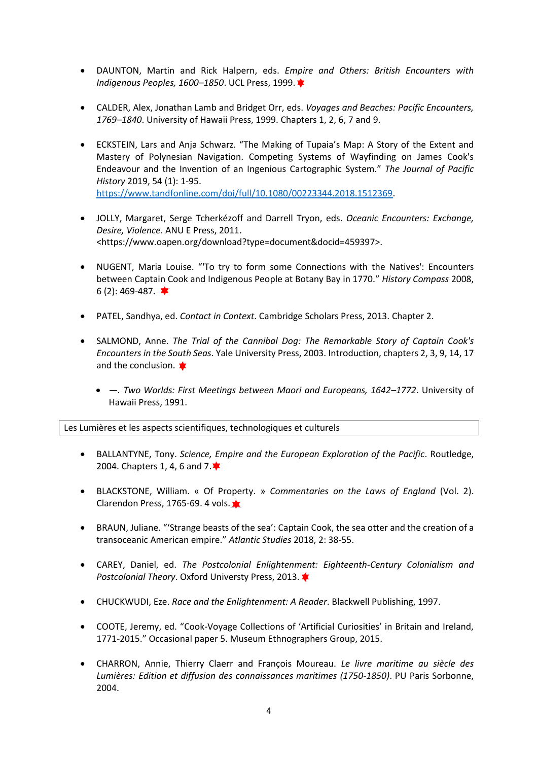- DAUNTON, Martin and Rick Halpern, eds. *Empire and Others: British Encounters with Indigenous Peoples, 1600–1850*. UCL Press, 1999. ✸

- CALDER, Alex, Jonathan Lamb and Bridget Orr, eds. *Voyages and Beaches: Pacific Encounters, 1769–1840*. University of Hawaii Press, 1999. Chapters 1, 2, 6, 7 and 9.

- ECKSTEIN, Lars and Anja Schwarz. "The Making of Tupaia's Map: A Story of the Extent and Mastery of Polynesian Navigation. Competing Systems of Wayfinding on James Cook's Endeavour and the Invention of an Ingenious Cartographic System." *The Journal of Pacific History* 2019, 54 (1): 1-95. https://www.tandfonline.com/doi/full/10.1080/00223344.2018.1512369.

- JOLLY, Margaret, Serge Tcherkézoff and Darrell Tryon, eds. *Oceanic Encounters: Exchange, Desire, Violence*. ANU E Press, 2011. <https://www.oapen.org/download?type=document&docid=459397>.

- NUGENT, Maria Louise. "'To try to form some Connections with the Natives': Encounters between Captain Cook and Indigenous People at Botany Bay in 1770." *History Compass* 2008, 6 (2): 469-487. ✸

- PATEL, Sandhya, ed. *Contact in Context*. Cambridge Scholars Press, 2013. Chapter 2.

- SALMOND, Anne. *The Trial of the Cannibal Dog: The Remarkable Story of Captain Cook's Encounters in the South Seas*. Yale University Press, 2003. Introduction, chapters 2, 3, 9, 14, 17 and the conclusion. ✸
  - —. *Two Worlds: First Meetings between Maori and Europeans, 1642–1772*. University of Hawaii Press, 1991.

Les Lumières et les aspects scientifiques, technologiques et culturels

- BALLANTYNE, Tony. *Science, Empire and the European Exploration of the Pacific*. Routledge, 2004. Chapters 1, 4, 6 and 7. ✸

- BLACKSTONE, William. « Of Property. » *Commentaries on the Laws of England* (Vol. 2). Clarendon Press, 1765-69. 4 vols. ✸

- BRAUN, Juliane. "'Strange beasts of the sea': Captain Cook, the sea otter and the creation of a transoceanic American empire." *Atlantic Studies* 2018, 2: 38-55.

- CAREY, Daniel, ed. *The Postcolonial Enlightenment: Eighteenth-Century Colonialism and Postcolonial Theory*. Oxford Universty Press, 2013. ✸

- CHUCKWUDI, Eze. *Race and the Enlightenment: A Reader*. Blackwell Publishing, 1997.

- COOTE, Jeremy, ed. "Cook-Voyage Collections of 'Artificial Curiosities' in Britain and Ireland, 1771-2015." Occasional paper 5. Museum Ethnographers Group, 2015.

- CHARRON, Annie, Thierry Claerr and François Moureau. *Le livre maritime au siècle des Lumières: Edition et diffusion des connaissances maritimes (1750-1850)*. PU Paris Sorbonne, 2004.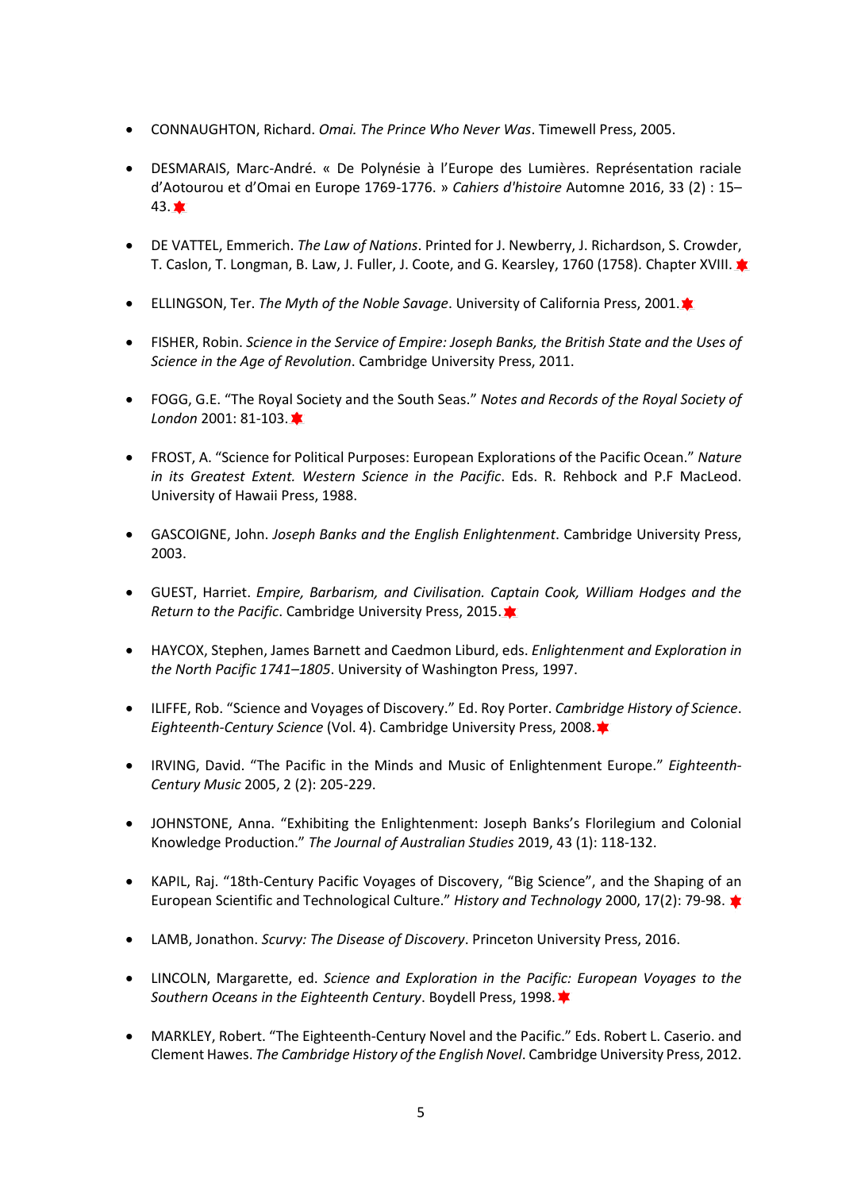- CONNAUGHTON, Richard. *Omai. The Prince Who Never Was*. Timewell Press, 2005.

- DESMARAIS, Marc-André. « De Polynésie à l'Europe des Lumières. Représentation raciale d'Aotourou et d'Omai en Europe 1769-1776. » *Cahiers d'histoire* Automne 2016, 33 (2) : 15–43. ✸

- DE VATTEL, Emmerich. *The Law of Nations*. Printed for J. Newberry, J. Richardson, S. Crowder, T. Caslon, T. Longman, B. Law, J. Fuller, J. Coote, and G. Kearsley, 1760 (1758). Chapter XVIII. ✸

- ELLINGSON, Ter. *The Myth of the Noble Savage*. University of California Press, 2001. ✸

- FISHER, Robin. *Science in the Service of Empire: Joseph Banks, the British State and the Uses of Science in the Age of Revolution*. Cambridge University Press, 2011.

- FOGG, G.E. "The Royal Society and the South Seas." *Notes and Records of the Royal Society of London* 2001: 81-103. ✸

- FROST, A. "Science for Political Purposes: European Explorations of the Pacific Ocean." *Nature in its Greatest Extent. Western Science in the Pacific*. Eds. R. Rehbock and P.F MacLeod. University of Hawaii Press, 1988.

- GASCOIGNE, John. *Joseph Banks and the English Enlightenment*. Cambridge University Press, 2003.

- GUEST, Harriet. *Empire, Barbarism, and Civilisation. Captain Cook, William Hodges and the Return to the Pacific*. Cambridge University Press, 2015. ✸

- HAYCOX, Stephen, James Barnett and Caedmon Liburd, eds. *Enlightenment and Exploration in the North Pacific 1741–1805*. University of Washington Press, 1997.

- ILIFFE, Rob. "Science and Voyages of Discovery." Ed. Roy Porter. *Cambridge History of Science. Eighteenth-Century Science* (Vol. 4). Cambridge University Press, 2008. ✸

- IRVING, David. "The Pacific in the Minds and Music of Enlightenment Europe." *Eighteenth-Century Music* 2005, 2 (2): 205-229.

- JOHNSTONE, Anna. "Exhibiting the Enlightenment: Joseph Banks's Florilegium and Colonial Knowledge Production." *The Journal of Australian Studies* 2019, 43 (1): 118-132.

- KAPIL, Raj. "18th-Century Pacific Voyages of Discovery, "Big Science", and the Shaping of an European Scientific and Technological Culture." *History and Technology* 2000, 17(2): 79-98. ✸

- LAMB, Jonathon. *Scurvy: The Disease of Discovery*. Princeton University Press, 2016.

- LINCOLN, Margarette, ed. *Science and Exploration in the Pacific: European Voyages to the Southern Oceans in the Eighteenth Century*. Boydell Press, 1998. ✸

- MARKLEY, Robert. "The Eighteenth-Century Novel and the Pacific." Eds. Robert L. Caserio. and Clement Hawes. *The Cambridge History of the English Novel*. Cambridge University Press, 2012.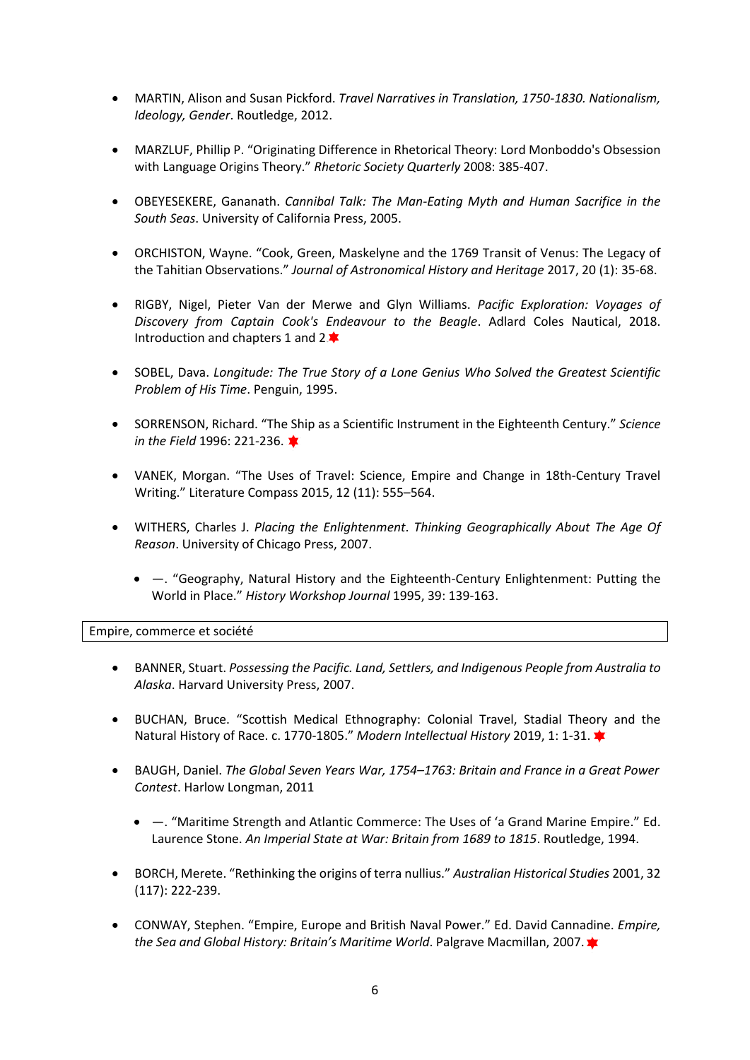- MARTIN, Alison and Susan Pickford. *Travel Narratives in Translation, 1750-1830. Nationalism, Ideology, Gender*. Routledge, 2012.

- MARZLUF, Phillip P. "Originating Difference in Rhetorical Theory: Lord Monboddo's Obsession with Language Origins Theory." *Rhetoric Society Quarterly* 2008: 385-407.

- OBEYESEKERE, Gananath. *Cannibal Talk: The Man-Eating Myth and Human Sacrifice in the South Seas*. University of California Press, 2005.

- ORCHISTON, Wayne. "Cook, Green, Maskelyne and the 1769 Transit of Venus: The Legacy of the Tahitian Observations." *Journal of Astronomical History and Heritage* 2017, 20 (1): 35-68.

- RIGBY, Nigel, Pieter Van der Merwe and Glyn Williams. *Pacific Exploration: Voyages of Discovery from Captain Cook's Endeavour to the Beagle*. Adlard Coles Nautical, 2018. Introduction and chapters 1 and 2 ✸

- SOBEL, Dava. *Longitude: The True Story of a Lone Genius Who Solved the Greatest Scientific Problem of His Time*. Penguin, 1995.

- SORRENSON, Richard. "The Ship as a Scientific Instrument in the Eighteenth Century." *Science in the Field* 1996: 221-236. ✸

- VANEK, Morgan. "The Uses of Travel: Science, Empire and Change in 18th-Century Travel Writing." Literature Compass 2015, 12 (11): 555–564.

- WITHERS, Charles J. *Placing the Enlightenment. Thinking Geographically About The Age Of Reason*. University of Chicago Press, 2007.
  - —. "Geography, Natural History and the Eighteenth-Century Enlightenment: Putting the World in Place." *History Workshop Journal* 1995, 39: 139-163.

## Empire, commerce et société

- BANNER, Stuart. *Possessing the Pacific. Land, Settlers, and Indigenous People from Australia to Alaska*. Harvard University Press, 2007.

- BUCHAN, Bruce. "Scottish Medical Ethnography: Colonial Travel, Stadial Theory and the Natural History of Race. c. 1770-1805." *Modern Intellectual History* 2019, 1: 1-31. ✸

- BAUGH, Daniel. *The Global Seven Years War, 1754–1763: Britain and France in a Great Power Contest*. Harlow Longman, 2011
  - —. "Maritime Strength and Atlantic Commerce: The Uses of 'a Grand Marine Empire." Ed. Laurence Stone. *An Imperial State at War: Britain from 1689 to 1815*. Routledge, 1994.

- BORCH, Merete. "Rethinking the origins of terra nullius." *Australian Historical Studies* 2001, 32 (117): 222-239.

- CONWAY, Stephen. "Empire, Europe and British Naval Power." Ed. David Cannadine. *Empire, the Sea and Global History: Britain's Maritime World*. Palgrave Macmillan, 2007. ✸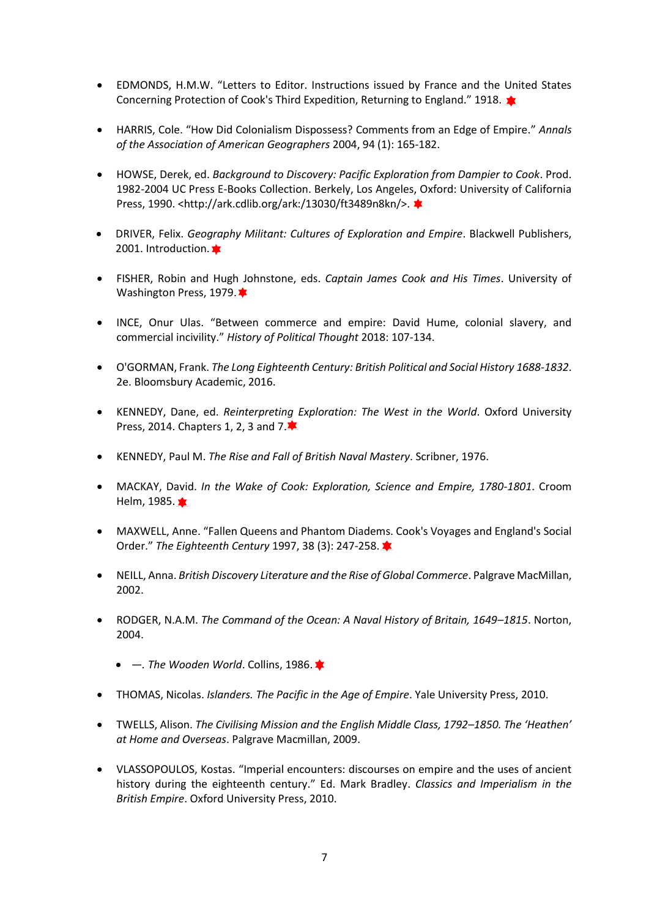- EDMONDS, H.M.W. “Letters to Editor. Instructions issued by France and the United States Concerning Protection of Cook's Third Expedition, Returning to England.” 1918. ✸

- HARRIS, Cole. “How Did Colonialism Dispossess? Comments from an Edge of Empire.” *Annals of the Association of American Geographers* 2004, 94 (1): 165-182.

- HOWSE, Derek, ed. *Background to Discovery: Pacific Exploration from Dampier to Cook*. Prod. 1982-2004 UC Press E-Books Collection. Berkely, Los Angeles, Oxford: University of California Press, 1990. <http://ark.cdlib.org/ark:/13030/ft3489n8kn/>. ✸

- DRIVER, Felix. *Geography Militant: Cultures of Exploration and Empire*. Blackwell Publishers, 2001. Introduction. ✸

- FISHER, Robin and Hugh Johnstone, eds. *Captain James Cook and His Times*. University of Washington Press, 1979. ✸

- INCE, Onur Ulas. “Between commerce and empire: David Hume, colonial slavery, and commercial incivility.” *History of Political Thought* 2018: 107-134.

- O'GORMAN, Frank. *The Long Eighteenth Century: British Political and Social History 1688-1832*. 2e. Bloomsbury Academic, 2016.

- KENNEDY, Dane, ed. *Reinterpreting Exploration: The West in the World*. Oxford University Press, 2014. Chapters 1, 2, 3 and 7. ✸

- KENNEDY, Paul M. *The Rise and Fall of British Naval Mastery*. Scribner, 1976.

- MACKAY, David. *In the Wake of Cook: Exploration, Science and Empire, 1780-1801*. Croom Helm, 1985. ✸

- MAXWELL, Anne. “Fallen Queens and Phantom Diadems. Cook's Voyages and England's Social Order.” *The Eighteenth Century* 1997, 38 (3): 247-258. ✸

- NEILL, Anna. *British Discovery Literature and the Rise of Global Commerce*. Palgrave MacMillan, 2002.

- RODGER, N.A.M. *The Command of the Ocean: A Naval History of Britain, 1649–1815*. Norton, 2004.
    - —. *The Wooden World*. Collins, 1986. ✸

- THOMAS, Nicolas. *Islanders. The Pacific in the Age of Empire*. Yale University Press, 2010.

- TWELLS, Alison. *The Civilising Mission and the English Middle Class, 1792–1850. The ‘Heathen’ at Home and Overseas*. Palgrave Macmillan, 2009.

- VLASSOPOULOS, Kostas. “Imperial encounters: discourses on empire and the uses of ancient history during the eighteenth century.” Ed. Mark Bradley. *Classics and Imperialism in the British Empire*. Oxford University Press, 2010.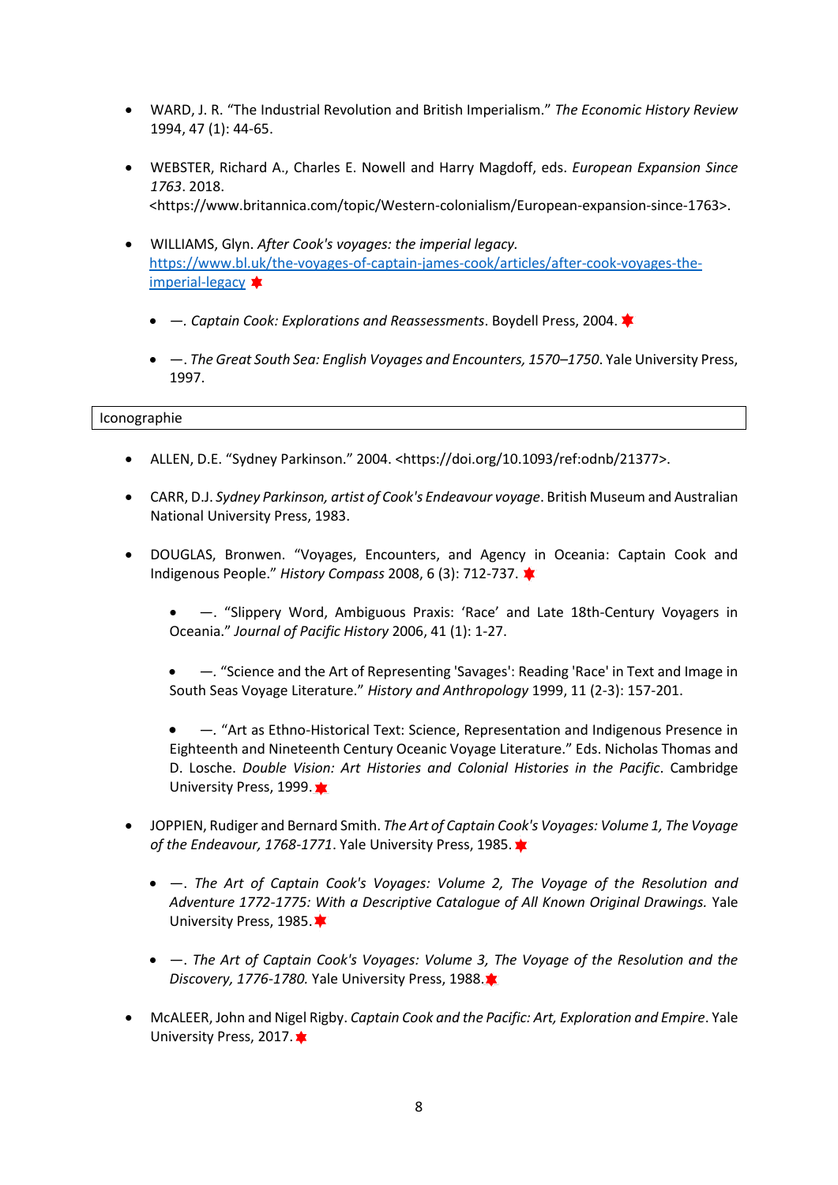- WARD, J. R. "The Industrial Revolution and British Imperialism." *The Economic History Review* 1994, 47 (1): 44-65.

- WEBSTER, Richard A., Charles E. Nowell and Harry Magdoff, eds. *European Expansion Since 1763*. 2018. <https://www.britannica.com/topic/Western-colonialism/European-expansion-since-1763>.

- WILLIAMS, Glyn. *After Cook's voyages: the imperial legacy.* https://www.bl.uk/the-voyages-of-captain-james-cook/articles/after-cook-voyages-the-imperial-legacy ✸

  - —. *Captain Cook: Explorations and Reassessments*. Boydell Press, 2004. ✸

  - —. *The Great South Sea: English Voyages and Encounters, 1570–1750*. Yale University Press, 1997.

## Iconographie

- ALLEN, D.E. "Sydney Parkinson." 2004. <https://doi.org/10.1093/ref:odnb/21377>.

- CARR, D.J. *Sydney Parkinson, artist of Cook's Endeavour voyage*. British Museum and Australian National University Press, 1983.

- DOUGLAS, Bronwen. "Voyages, Encounters, and Agency in Oceania: Captain Cook and Indigenous People." *History Compass* 2008, 6 (3): 712-737. ✸

  - —. "Slippery Word, Ambiguous Praxis: 'Race' and Late 18th-Century Voyagers in Oceania." *Journal of Pacific History* 2006, 41 (1): 1-27.

  - —. "Science and the Art of Representing 'Savages': Reading 'Race' in Text and Image in South Seas Voyage Literature." *History and Anthropology* 1999, 11 (2-3): 157-201.

  - —. "Art as Ethno-Historical Text: Science, Representation and Indigenous Presence in Eighteenth and Nineteenth Century Oceanic Voyage Literature." Eds. Nicholas Thomas and D. Losche. *Double Vision: Art Histories and Colonial Histories in the Pacific*. Cambridge University Press, 1999. ✸

- JOPPIEN, Rudiger and Bernard Smith. *The Art of Captain Cook's Voyages: Volume 1, The Voyage of the Endeavour, 1768-1771*. Yale University Press, 1985. ✸

  - —. *The Art of Captain Cook's Voyages: Volume 2, The Voyage of the Resolution and Adventure 1772-1775: With a Descriptive Catalogue of All Known Original Drawings.* Yale University Press, 1985. ✸

  - —. *The Art of Captain Cook's Voyages: Volume 3, The Voyage of the Resolution and the Discovery, 1776-1780.* Yale University Press, 1988. ✸

- McALEER, John and Nigel Rigby. *Captain Cook and the Pacific: Art, Exploration and Empire*. Yale University Press, 2017. ✸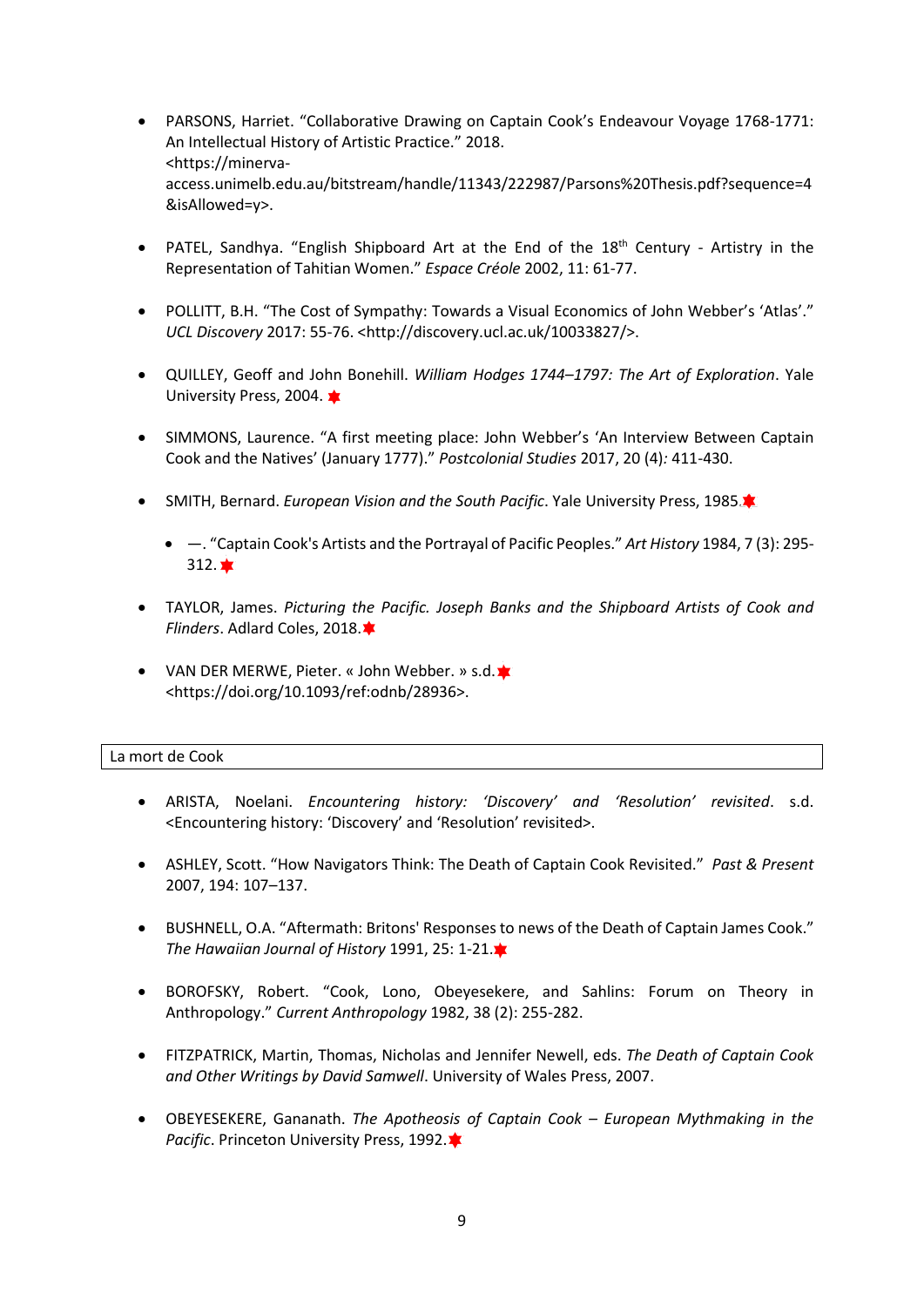- PARSONS, Harriet. “Collaborative Drawing on Captain Cook’s Endeavour Voyage 1768-1771: An Intellectual History of Artistic Practice.” 2018. <https://minerva-access.unimelb.edu.au/bitstream/handle/11343/222987/Parsons%20Thesis.pdf?sequence=4&isAllowed=y>.

- PATEL, Sandhya. “English Shipboard Art at the End of the 18th Century - Artistry in the Representation of Tahitian Women.” *Espace Créole* 2002, 11: 61-77.

- POLLITT, B.H. “The Cost of Sympathy: Towards a Visual Economics of John Webber’s ‘Atlas’.” *UCL Discovery* 2017: 55-76. <http://discovery.ucl.ac.uk/10033827/>.

- QUILLEY, Geoff and John Bonehill. *William Hodges 1744–1797: The Art of Exploration*. Yale University Press, 2004. ✸

- SIMMONS, Laurence. “A first meeting place: John Webber’s ‘An Interview Between Captain Cook and the Natives’ (January 1777).” *Postcolonial Studies* 2017, 20 (4)*:* 411-430.

- SMITH, Bernard. *European Vision and the South Pacific*. Yale University Press, 1985.✸

  - —. “Captain Cook's Artists and the Portrayal of Pacific Peoples.” *Art History* 1984, 7 (3): 295-312. ✸

- TAYLOR, James. *Picturing the Pacific. Joseph Banks and the Shipboard Artists of Cook and Flinders*. Adlard Coles, 2018.✸

- VAN DER MERWE, Pieter. « John Webber. » s.d.✸ <https://doi.org/10.1093/ref:odnb/28936>.

## La mort de Cook

- ARISTA, Noelani. *Encountering history: ‘Discovery’ and ‘Resolution’ revisited*. s.d. <Encountering history: ‘Discovery’ and ‘Resolution’ revisited>.

- ASHLEY, Scott. “How Navigators Think: The Death of Captain Cook Revisited.” *Past & Present* 2007, 194: 107–137.

- BUSHNELL, O.A. “Aftermath: Britons' Responses to news of the Death of Captain James Cook.” *The Hawaiian Journal of History* 1991, 25: 1-21.✸

- BOROFSKY, Robert. “Cook, Lono, Obeyesekere, and Sahlins: Forum on Theory in Anthropology.” *Current Anthropology* 1982, 38 (2): 255-282.

- FITZPATRICK, Martin, Thomas, Nicholas and Jennifer Newell, eds. *The Death of Captain Cook and Other Writings by David Samwell*. University of Wales Press, 2007.

- OBEYESEKERE, Gananath. *The Apotheosis of Captain Cook – European Mythmaking in the Pacific*. Princeton University Press, 1992.✸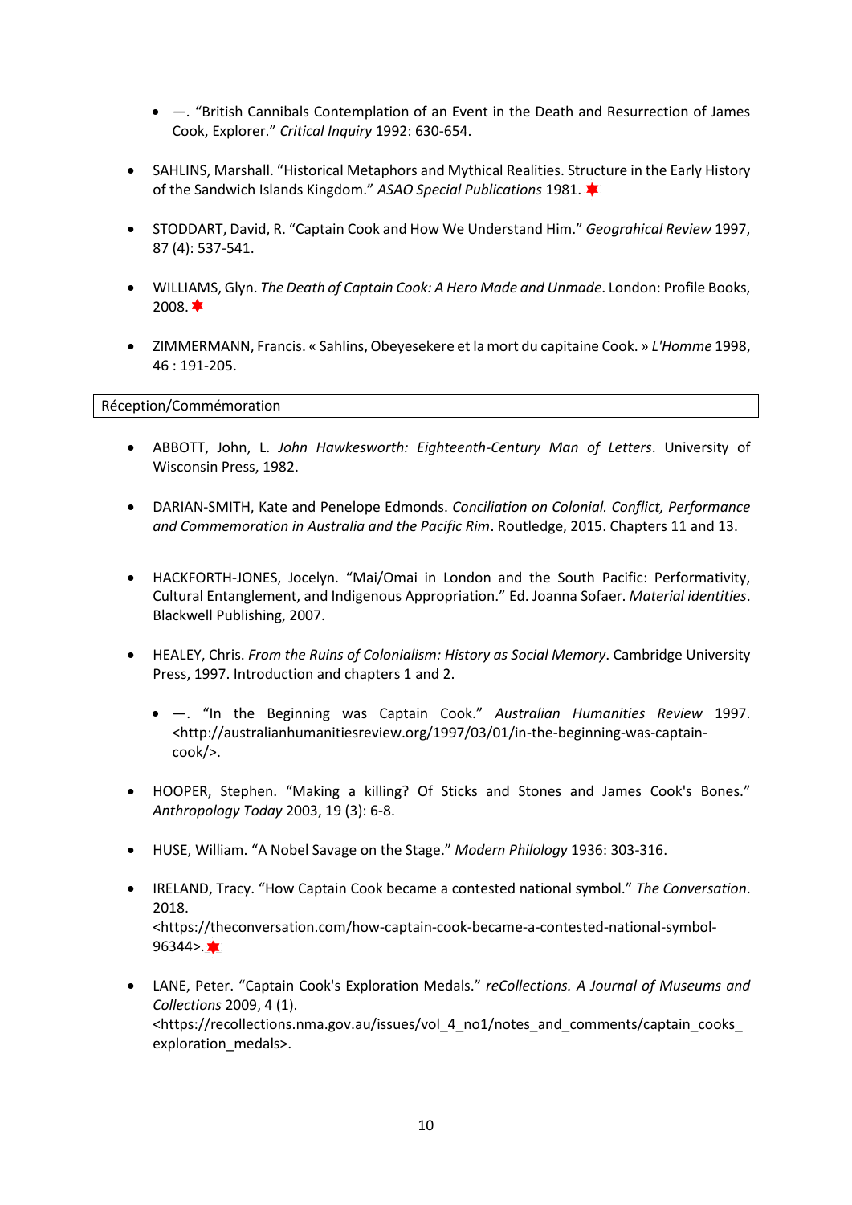- —. "British Cannibals Contemplation of an Event in the Death and Resurrection of James Cook, Explorer." *Critical Inquiry* 1992: 630-654.

- SAHLINS, Marshall. "Historical Metaphors and Mythical Realities. Structure in the Early History of the Sandwich Islands Kingdom." *ASAO Special Publications* 1981. ✸

- STODDART, David, R. "Captain Cook and How We Understand Him." *Geograhical Review* 1997, 87 (4): 537-541.

- WILLIAMS, Glyn. *The Death of Captain Cook: A Hero Made and Unmade*. London: Profile Books, 2008. ✸

- ZIMMERMANN, Francis. « Sahlins, Obeyesekere et la mort du capitaine Cook. » *L'Homme* 1998, 46 : 191-205.

## Réception/Commémoration

- ABBOTT, John, L. *John Hawkesworth: Eighteenth-Century Man of Letters*. University of Wisconsin Press, 1982.

- DARIAN-SMITH, Kate and Penelope Edmonds. *Conciliation on Colonial. Conflict, Performance and Commemoration in Australia and the Pacific Rim*. Routledge, 2015. Chapters 11 and 13.

- HACKFORTH-JONES, Jocelyn. "Mai/Omai in London and the South Pacific: Performativity, Cultural Entanglement, and Indigenous Appropriation." Ed. Joanna Sofaer. *Material identities*. Blackwell Publishing, 2007.

- HEALEY, Chris. *From the Ruins of Colonialism: History as Social Memory*. Cambridge University Press, 1997. Introduction and chapters 1 and 2.

  - —. "In the Beginning was Captain Cook." *Australian Humanities Review* 1997. <http://australianhumanitiesreview.org/1997/03/01/in-the-beginning-was-captain-cook/>.

- HOOPER, Stephen. "Making a killing? Of Sticks and Stones and James Cook's Bones." *Anthropology Today* 2003, 19 (3): 6-8.

- HUSE, William. "A Nobel Savage on the Stage." *Modern Philology* 1936: 303-316.

- IRELAND, Tracy. "How Captain Cook became a contested national symbol." *The Conversation*. 2018. <https://theconversation.com/how-captain-cook-became-a-contested-national-symbol-96344>. ✸

- LANE, Peter. "Captain Cook's Exploration Medals." *reCollections. A Journal of Museums and Collections* 2009, 4 (1). <https://recollections.nma.gov.au/issues/vol_4_no1/notes_and_comments/captain_cooks_exploration_medals>.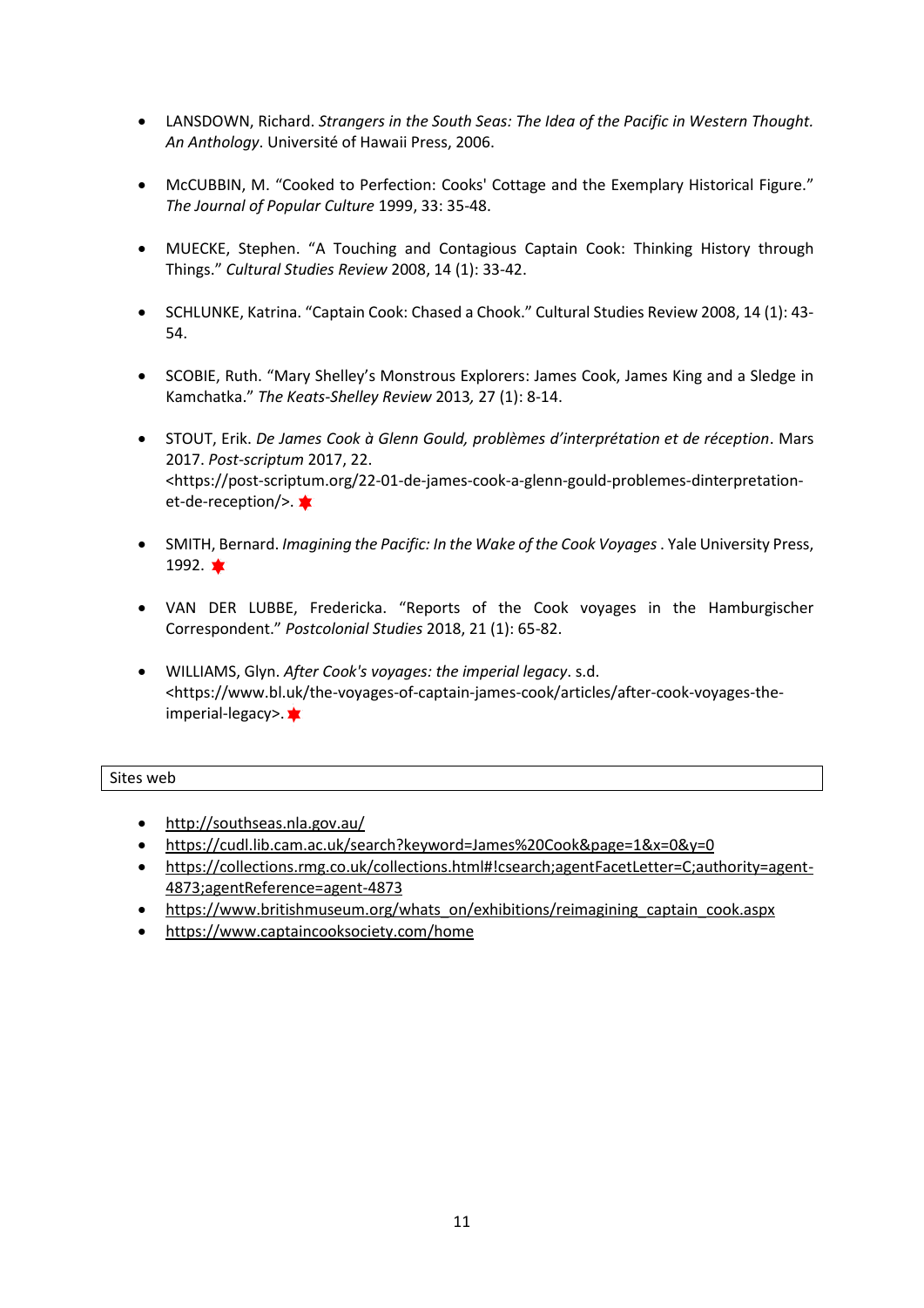- LANSDOWN, Richard. *Strangers in the South Seas: The Idea of the Pacific in Western Thought. An Anthology*. Université of Hawaii Press, 2006.

- McCUBBIN, M. "Cooked to Perfection: Cooks' Cottage and the Exemplary Historical Figure." *The Journal of Popular Culture* 1999, 33: 35-48.

- MUECKE, Stephen. "A Touching and Contagious Captain Cook: Thinking History through Things." *Cultural Studies Review* 2008, 14 (1): 33-42.

- SCHLUNKE, Katrina. "Captain Cook: Chased a Chook." Cultural Studies Review 2008, 14 (1): 43-54.

- SCOBIE, Ruth. "Mary Shelley's Monstrous Explorers: James Cook, James King and a Sledge in Kamchatka." *The Keats-Shelley Review* 2013*,* 27 (1): 8-14.

- STOUT, Erik. *De James Cook à Glenn Gould, problèmes d'interprétation et de réception*. Mars 2017. *Post-scriptum* 2017, 22. <https://post-scriptum.org/22-01-de-james-cook-a-glenn-gould-problemes-dinterpretation-et-de-reception/>. ✸

- SMITH, Bernard. *Imagining the Pacific: In the Wake of the Cook Voyages* . Yale University Press, 1992. ✸

- VAN DER LUBBE, Fredericka. "Reports of the Cook voyages in the Hamburgischer Correspondent." *Postcolonial Studies* 2018, 21 (1): 65-82.

- WILLIAMS, Glyn. *After Cook's voyages: the imperial legacy*. s.d. <https://www.bl.uk/the-voyages-of-captain-james-cook/articles/after-cook-voyages-the-imperial-legacy>. ✸

## Sites web

- http://southseas.nla.gov.au/
- https://cudl.lib.cam.ac.uk/search?keyword=James%20Cook&page=1&x=0&y=0
- https://collections.rmg.co.uk/collections.html#!csearch;agentFacetLetter=C;authority=agent-4873;agentReference=agent-4873
- https://www.britishmuseum.org/whats_on/exhibitions/reimagining_captain_cook.aspx
- https://www.captaincooksociety.com/home